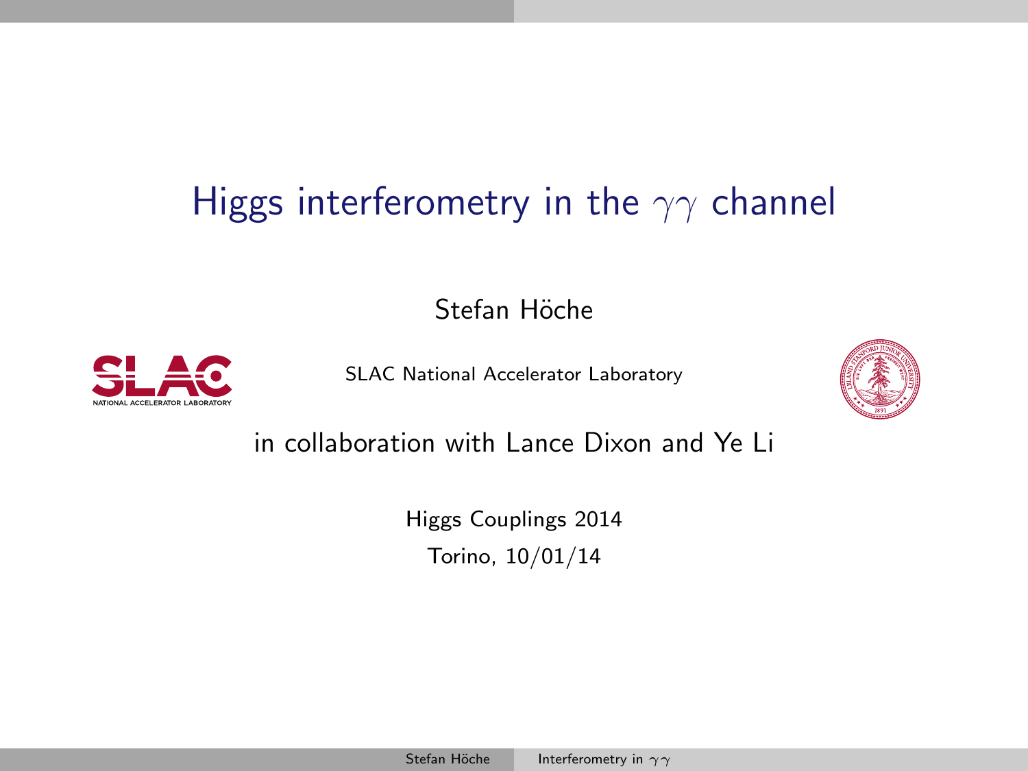# Higgs interferometry in the $\gamma\gamma$ channel

Stefan Höche

SLAC National Accelerator Laboratory

in collaboration with Lance Dixon and Ye Li

Higgs Couplings 2014

Torino, 10/01/14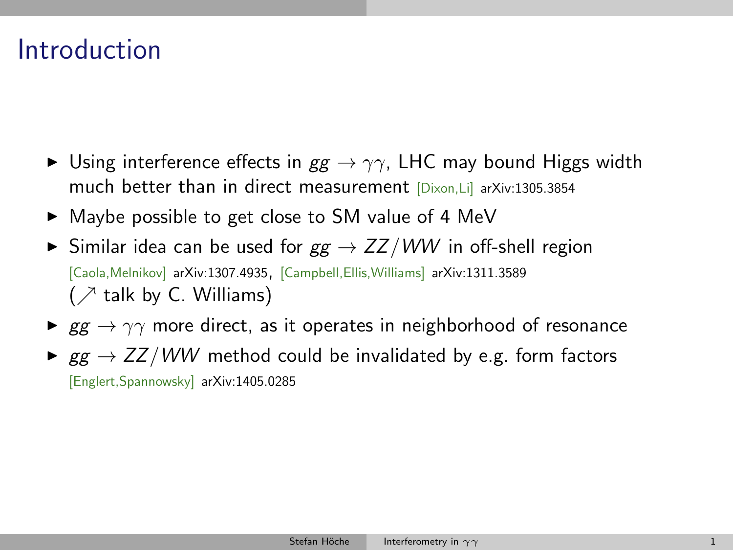# Introduction

- Using interference effects in $gg \to \gamma\gamma$, LHC may bound Higgs width much better than in direct measurement [Dixon,Li] arXiv:1305.3854
- Maybe possible to get close to SM value of 4 MeV
- Similar idea can be used for $gg \to ZZ/WW$ in off-shell region [Caola,Melnikov] arXiv:1307.4935, [Campbell,Ellis,Williams] arXiv:1311.3589 ($\nearrow$ talk by C. Williams)
- $gg \to \gamma\gamma$ more direct, as it operates in neighborhood of resonance
- $gg \to ZZ/WW$ method could be invalidated by e.g. form factors [Englert,Spannowsky] arXiv:1405.0285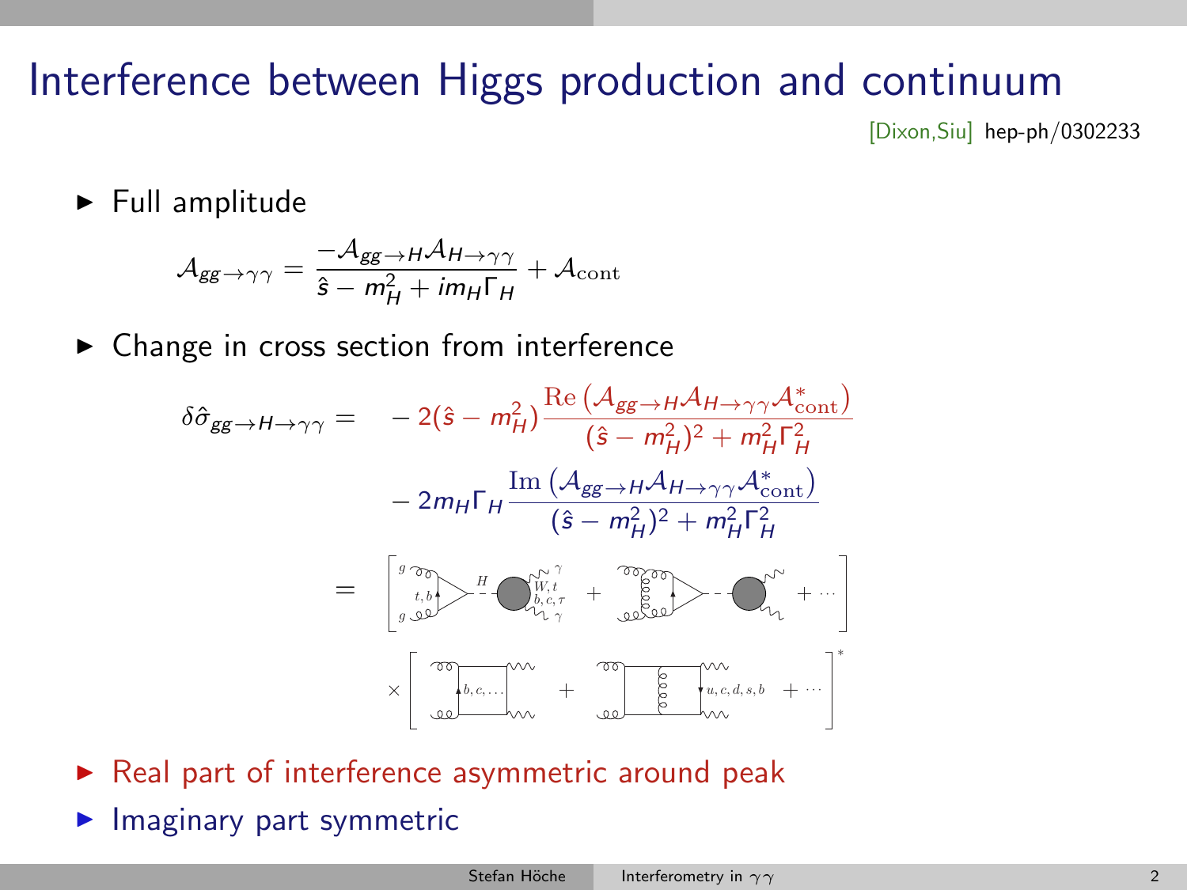# Interference between Higgs production and continuum

[Dixon,Siu] hep-ph/0302233

- Full amplitude

$$\mathcal{A}_{gg\to\gamma\gamma} = \frac{-\mathcal{A}_{gg\to H}\mathcal{A}_{H\to\gamma\gamma}}{\hat{s} - m_H^2 + i m_H \Gamma_H} + \mathcal{A}_{\mathrm{cont}}$$

- Change in cross section from interference

$$\delta\hat{\sigma}_{gg\to H\to\gamma\gamma} = -2(\hat{s} - m_H^2)\frac{\mathrm{Re}\left(\mathcal{A}_{gg\to H}\mathcal{A}_{H\to\gamma\gamma}\mathcal{A}^*_{\mathrm{cont}}\right)}{(\hat{s} - m_H^2)^2 + m_H^2\Gamma_H^2}$$

$$- 2m_H\Gamma_H\frac{\mathrm{Im}\left(\mathcal{A}_{gg\to H}\mathcal{A}_{H\to\gamma\gamma}\mathcal{A}^*_{\mathrm{cont}}\right)}{(\hat{s} - m_H^2)^2 + m_H^2\Gamma_H^2}$$

$= \left[ \text{(diagrams: } gg \to H \text{ via } t,b \text{ loop}, H \to \gamma\gamma \text{ via } W,t,b,c,\tau\text{)} + \cdots \right] \times \left[ \text{(diagrams: } gg\to\gamma\gamma \text{ box via } b,c,\ldots \text{; } u,c,d,s,b\text{)} + \cdots \right]^*$

- Real part of interference asymmetric around peak
- Imaginary part symmetric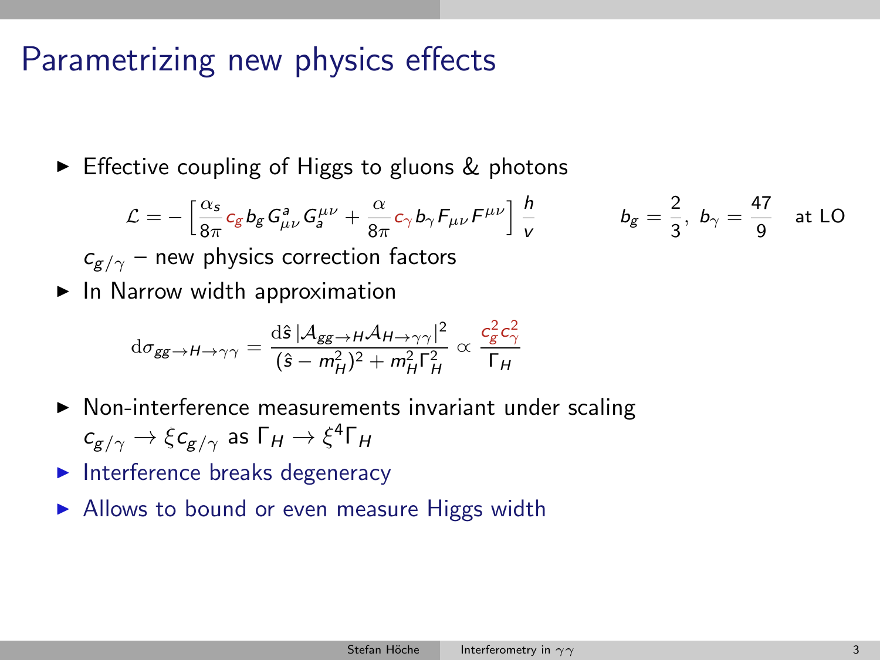# Parametrizing new physics effects

- Effective coupling of Higgs to gluons & photons

$$\mathcal{L} = -\Big[\frac{\alpha_s}{8\pi} c_g b_g G^a_{\mu\nu} G_a^{\mu\nu} + \frac{\alpha}{8\pi} c_\gamma b_\gamma F_{\mu\nu} F^{\mu\nu}\Big] \frac{h}{v} \qquad b_g = \frac{2}{3},\ b_\gamma = \frac{47}{9} \quad \text{at LO}$$

  $c_{g/\gamma}$ – new physics correction factors

- In Narrow width approximation

$$\mathrm{d}\sigma_{gg\to H\to\gamma\gamma} = \frac{\mathrm{d}\hat{s}\, |\mathcal{A}_{gg\to H}\mathcal{A}_{H\to\gamma\gamma}|^2}{(\hat{s}-m_H^2)^2 + m_H^2\Gamma_H^2} \propto \frac{c_g^2 c_\gamma^2}{\Gamma_H}$$

- Non-interference measurements invariant under scaling $c_{g/\gamma} \to \xi c_{g/\gamma}$ as $\Gamma_H \to \xi^4 \Gamma_H$
- Interference breaks degeneracy
- Allows to bound or even measure Higgs width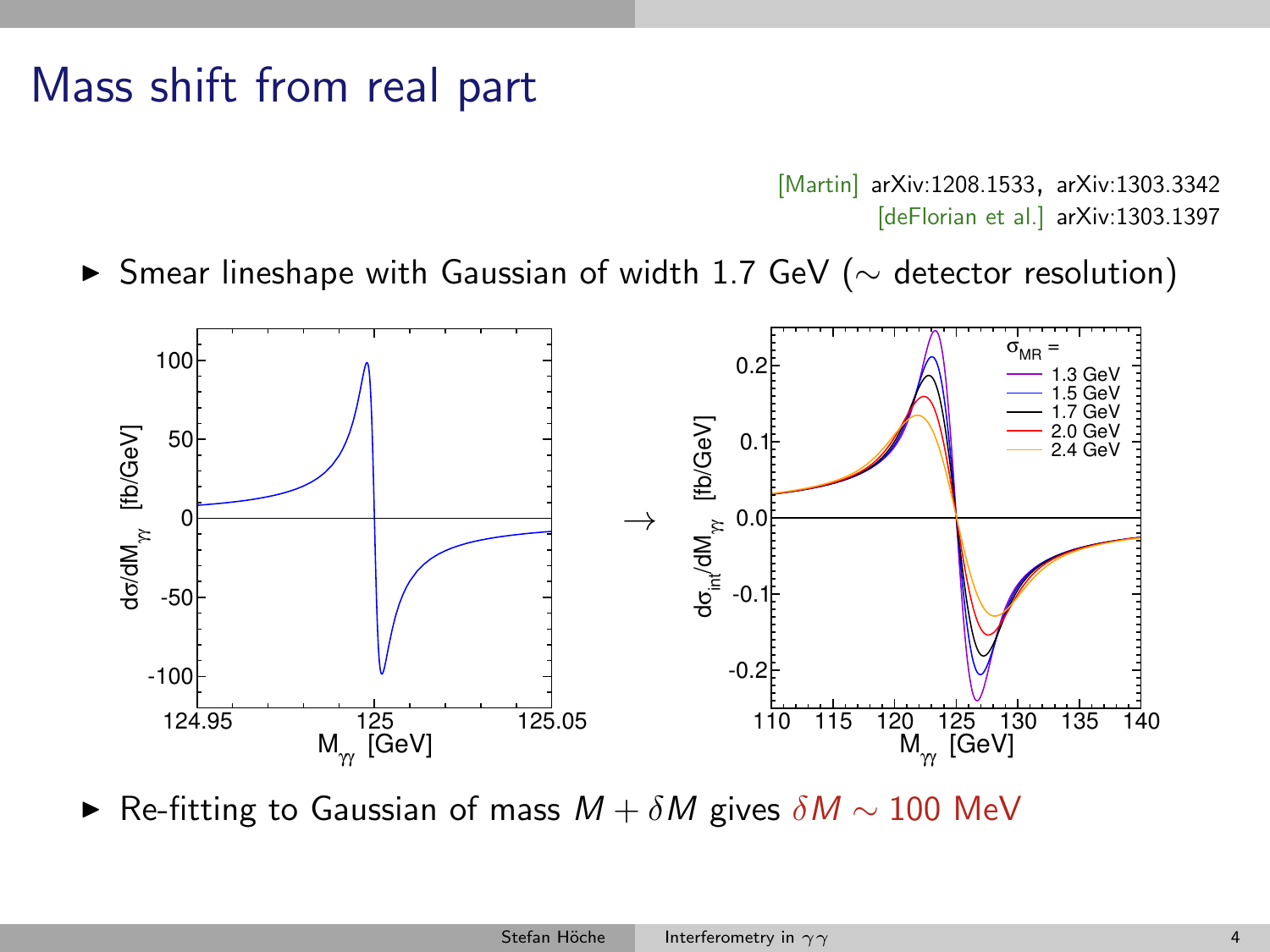# Mass shift from real part

[Martin] arXiv:1208.1533, arXiv:1303.3342
[deFlorian et al.] arXiv:1303.1397

- Smear lineshape with Gaussian of width 1.7 GeV ($\sim$ detector resolution)

$\rightarrow$

- Re-fitting to Gaussian of mass $M + \delta M$ gives $\delta M \sim 100$ MeV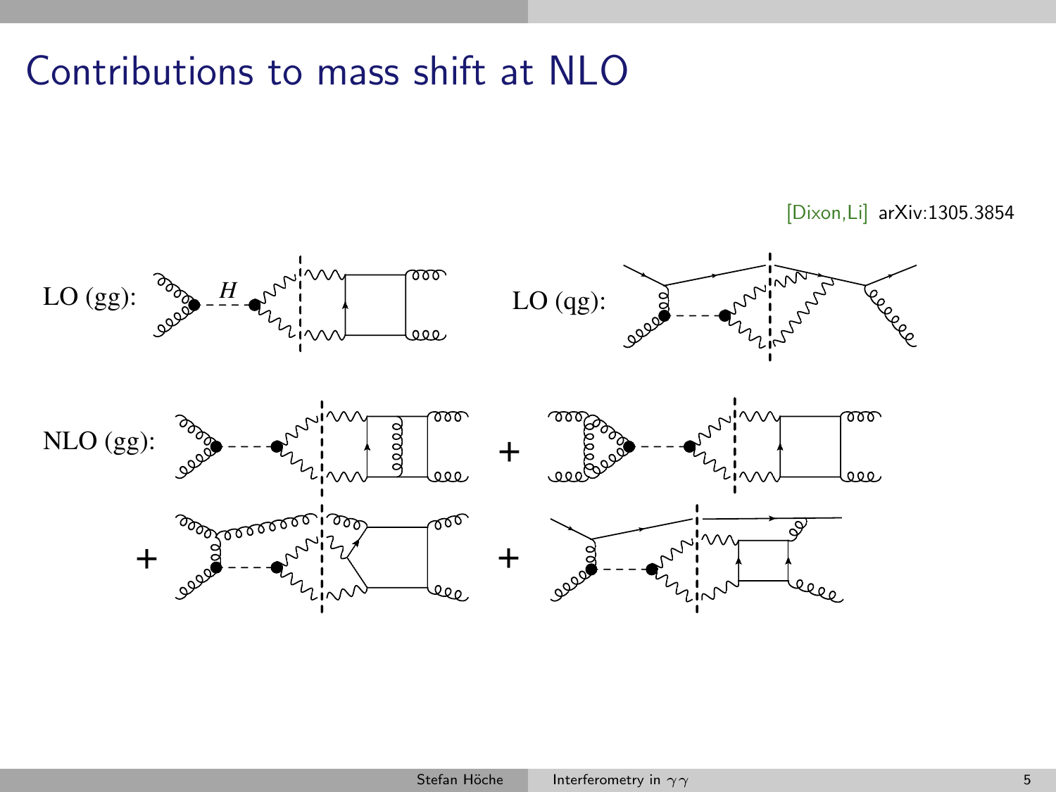# Contributions to mass shift at NLO

[Dixon,Li] arXiv:1305.3854

LO (gg):

LO (qg):

NLO (gg):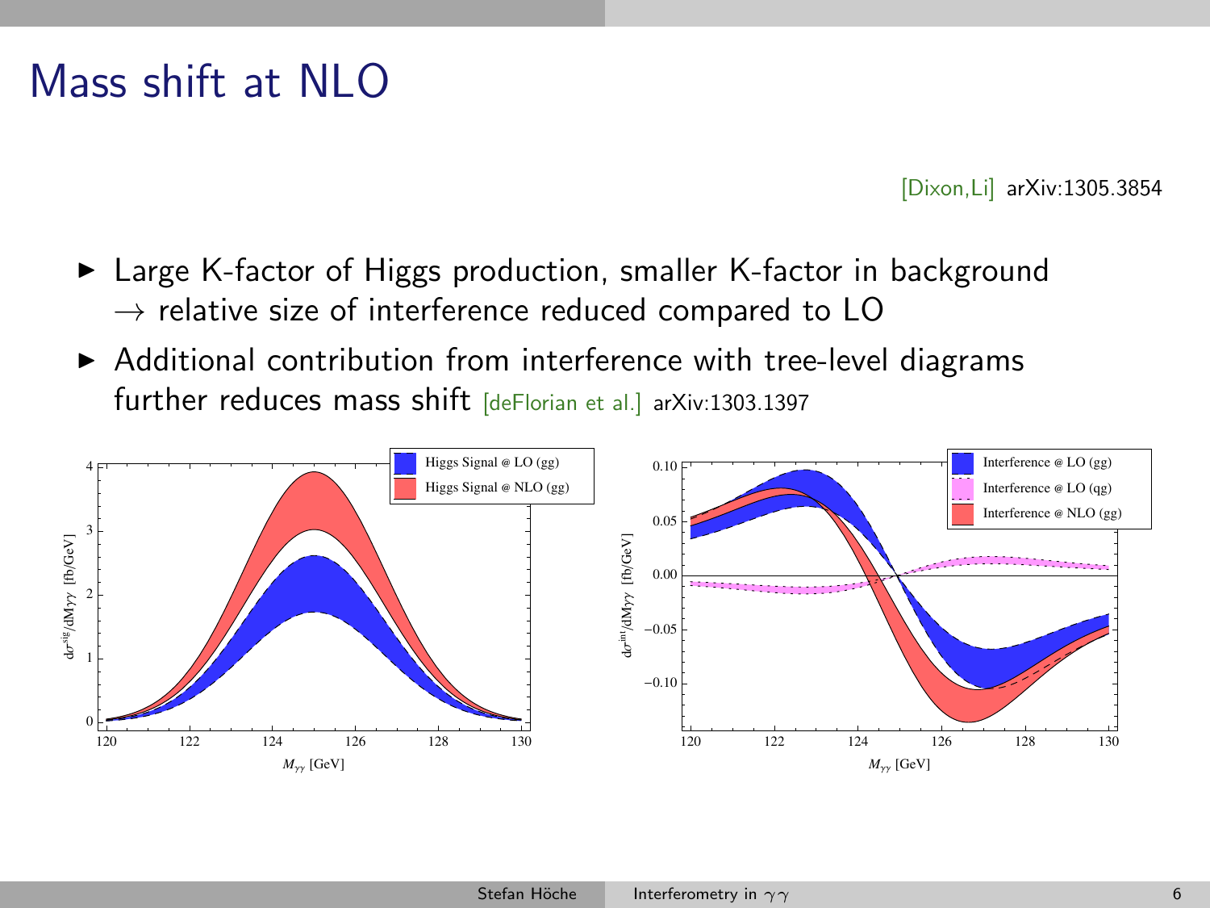# Mass shift at NLO

[Dixon,Li] arXiv:1305.3854

- Large K-factor of Higgs production, smaller K-factor in background $\rightarrow$ relative size of interference reduced compared to LO
- Additional contribution from interference with tree-level diagrams further reduces mass shift [deFlorian et al.] arXiv:1303.1397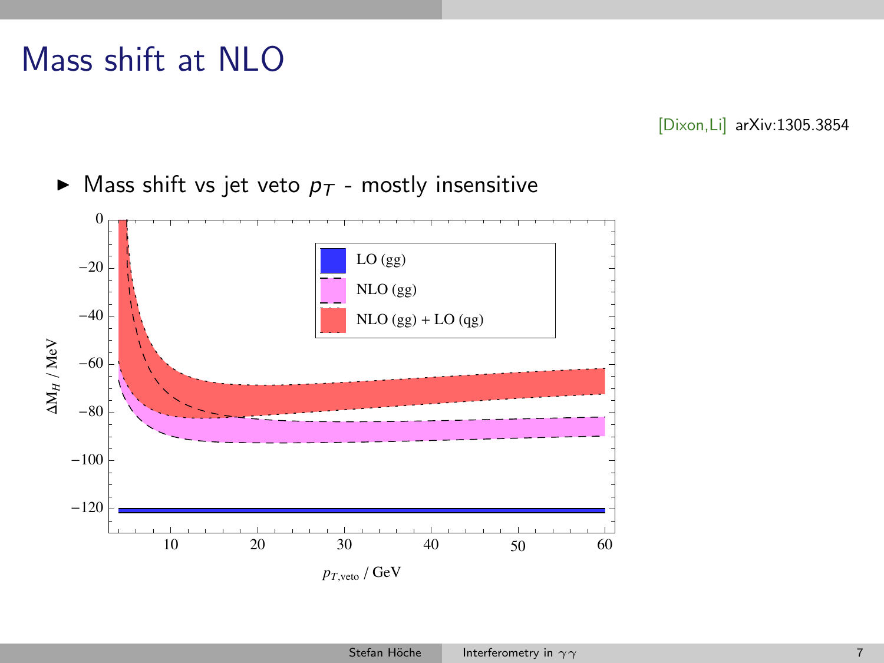# Mass shift at NLO

[Dixon,Li] arXiv:1305.3854

- Mass shift vs jet veto $p_T$ - mostly insensitive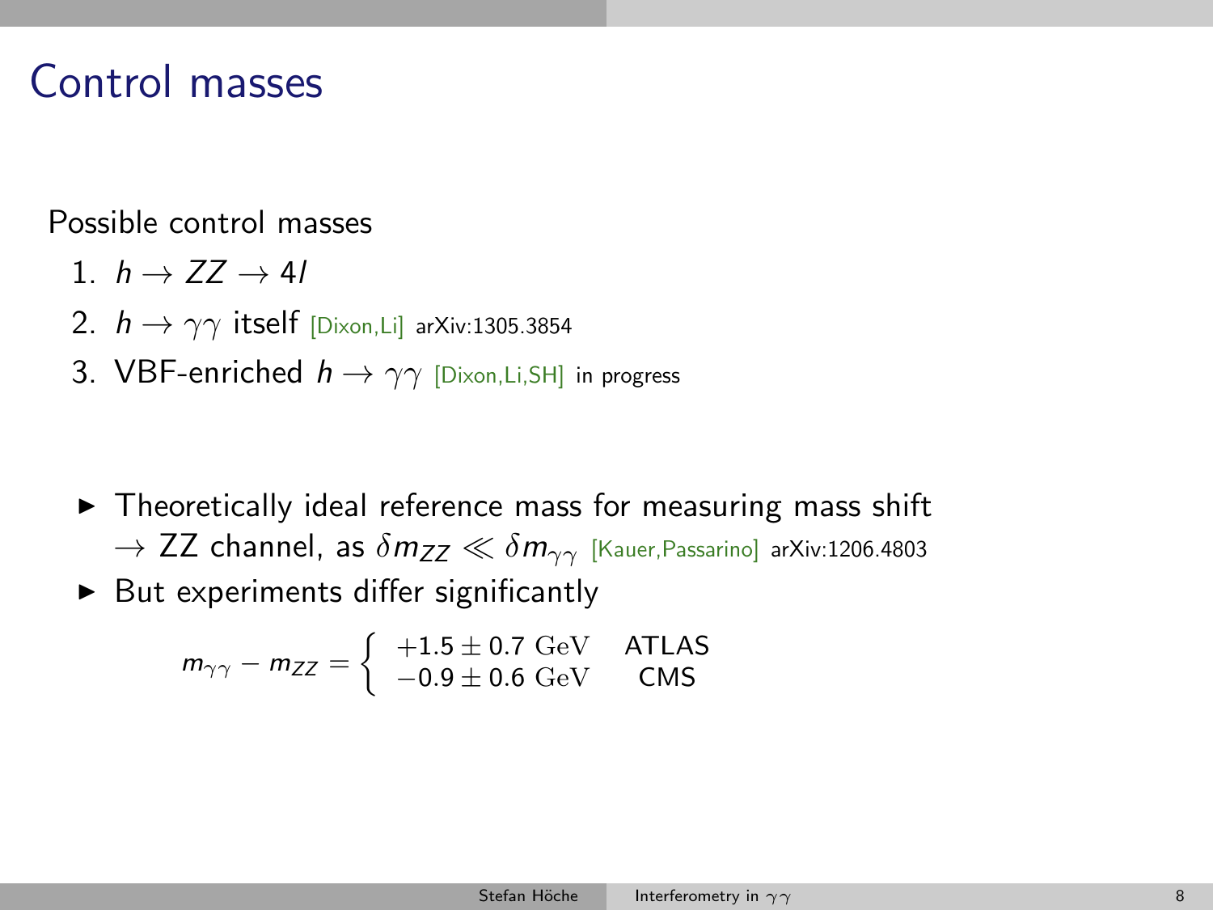# Control masses

Possible control masses

1. $h \to ZZ \to 4l$
2. $h \to \gamma\gamma$ itself [Dixon,Li] arXiv:1305.3854
3. VBF-enriched $h \to \gamma\gamma$ [Dixon,Li,SH] in progress

- Theoretically ideal reference mass for measuring mass shift $\to$ ZZ channel, as $\delta m_{ZZ} \ll \delta m_{\gamma\gamma}$ [Kauer,Passarino] arXiv:1206.4803
- But experiments differ significantly

$$m_{\gamma\gamma} - m_{ZZ} = \begin{cases} +1.5 \pm 0.7 \text{ GeV} & \text{ATLAS} \\ -0.9 \pm 0.6 \text{ GeV} & \text{CMS} \end{cases}$$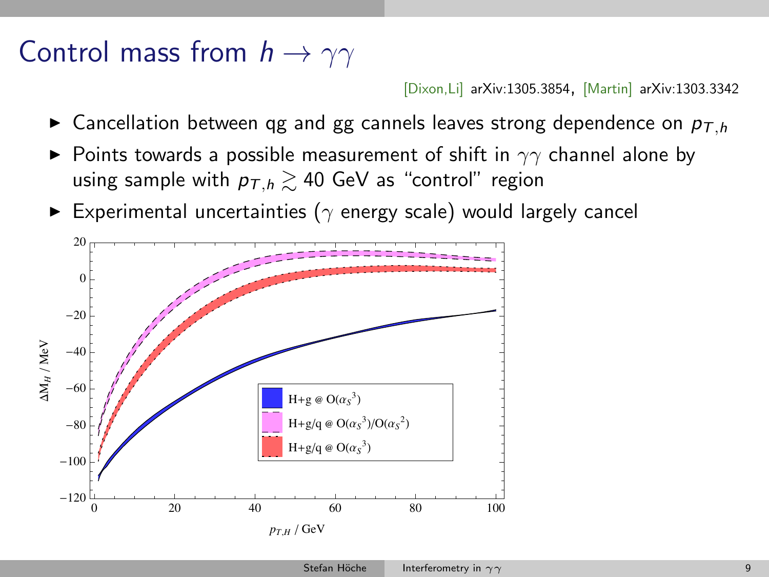# Control mass from $h \to \gamma\gamma$

[Dixon,Li] arXiv:1305.3854, [Martin] arXiv:1303.3342

- Cancellation between qg and gg cannels leaves strong dependence on $p_{T,h}$
- Points towards a possible measurement of shift in $\gamma\gamma$ channel alone by using sample with $p_{T,h} \gtrsim 40$ GeV as "control" region
- Experimental uncertainties ($\gamma$ energy scale) would largely cancel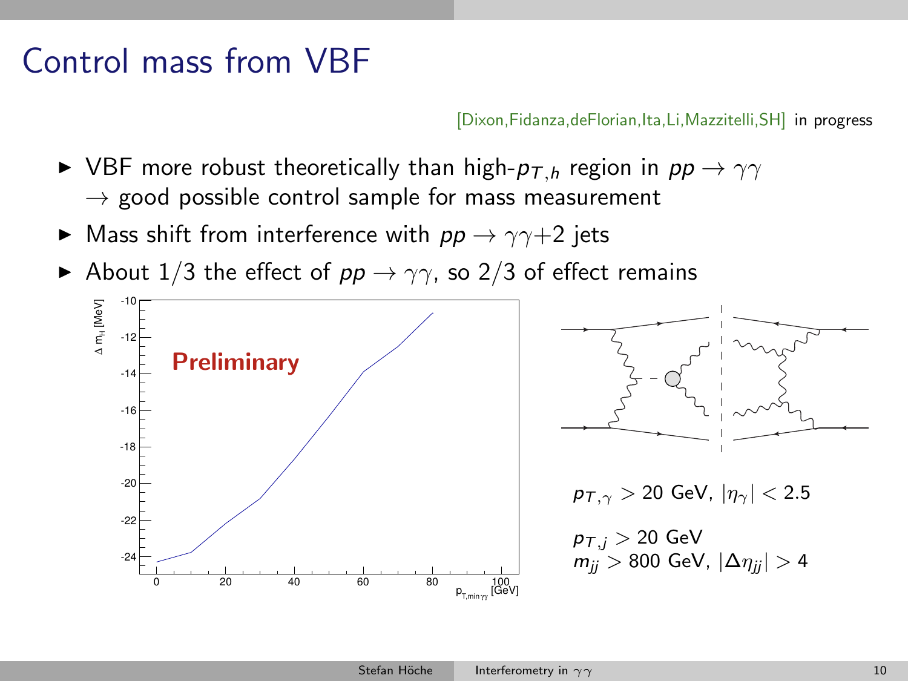# Control mass from VBF

[Dixon,Fidanza,deFlorian,Ita,Li,Mazzitelli,SH] in progress

- VBF more robust theoretically than high-$p_{T,h}$ region in $pp \to \gamma\gamma$
  $\to$ good possible control sample for mass measurement
- Mass shift from interference with $pp \to \gamma\gamma$+2 jets
- About 1/3 the effect of $pp \to \gamma\gamma$, so 2/3 of effect remains

$p_{T,\gamma} > 20$ GeV, $|\eta_\gamma| < 2.5$

$p_{T,j} > 20$ GeV
$m_{jj} > 800$ GeV, $|\Delta\eta_{jj}| > 4$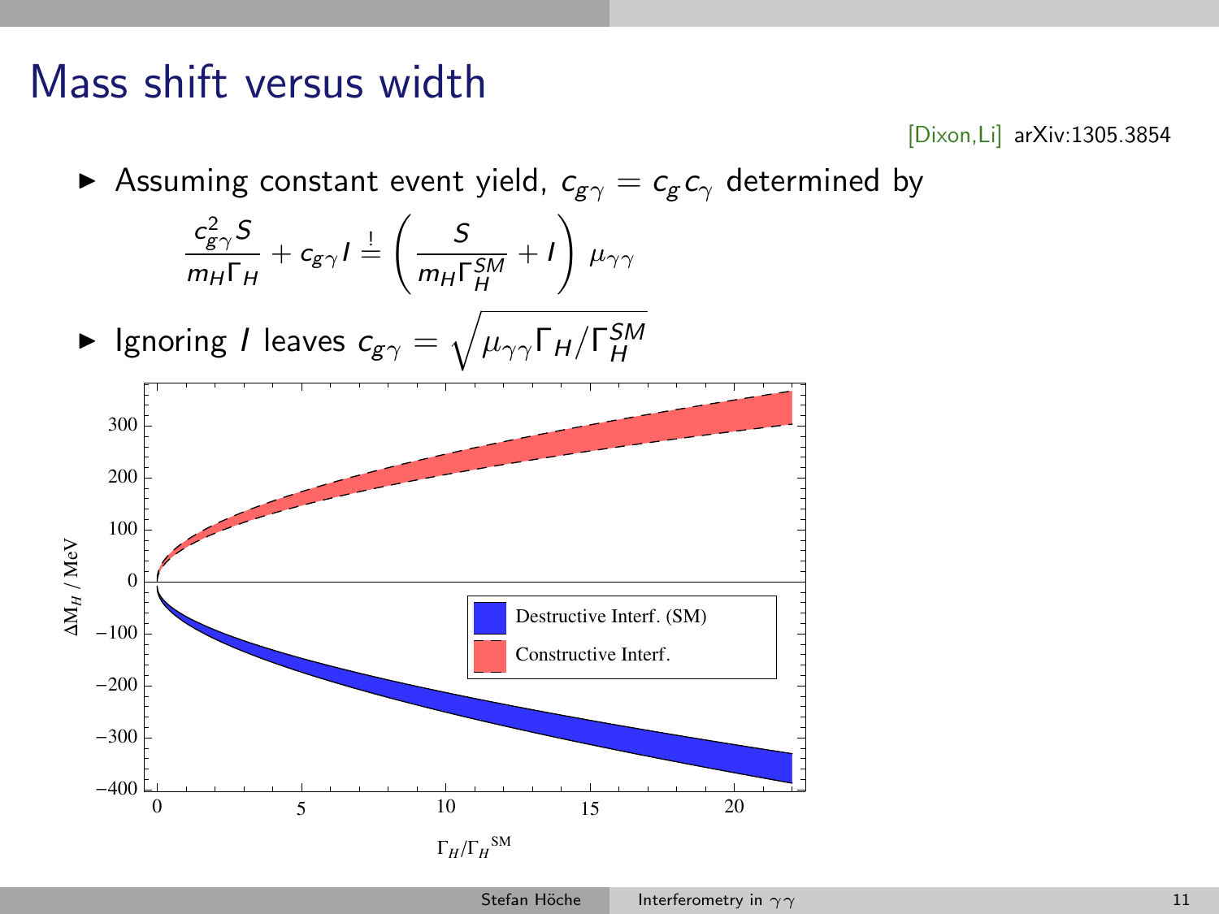# Mass shift versus width

[Dixon,Li] arXiv:1305.3854

- Assuming constant event yield, $c_{g\gamma} = c_g c_\gamma$ determined by

$$\frac{c_{g\gamma}^2 S}{m_H \Gamma_H} + c_{g\gamma} I \stackrel{!}{=} \left( \frac{S}{m_H \Gamma_H^{SM}} + I \right) \mu_{\gamma\gamma}$$

- Ignoring $I$ leaves $c_{g\gamma} = \sqrt{\mu_{\gamma\gamma} \Gamma_H / \Gamma_H^{SM}}$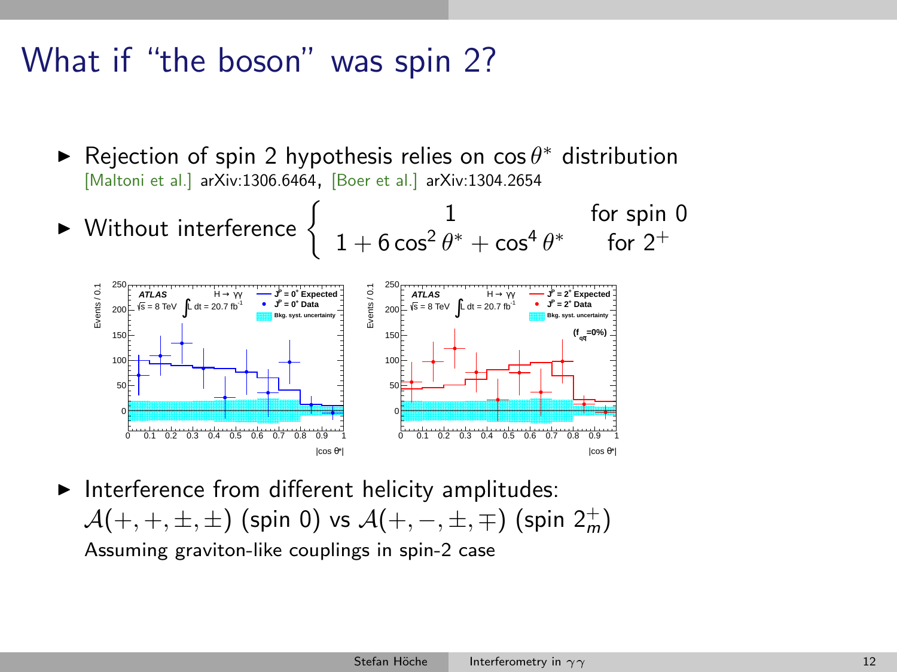# What if "the boson" was spin 2?

- Rejection of spin 2 hypothesis relies on $\cos\theta^*$ distribution
  [Maltoni et al.] arXiv:1306.6464, [Boer et al.] arXiv:1304.2654
- Without interference $\begin{cases} 1 & \text{for spin 0} \\ 1 + 6\cos^2\theta^* + \cos^4\theta^* & \text{for } 2^+ \end{cases}$
- Interference from different helicity amplitudes:
  $\mathcal{A}(+,+,\pm,\pm)$ (spin 0) vs $\mathcal{A}(+,-,\pm,\mp)$ (spin $2^+_m$)
  Assuming graviton-like couplings in spin-2 case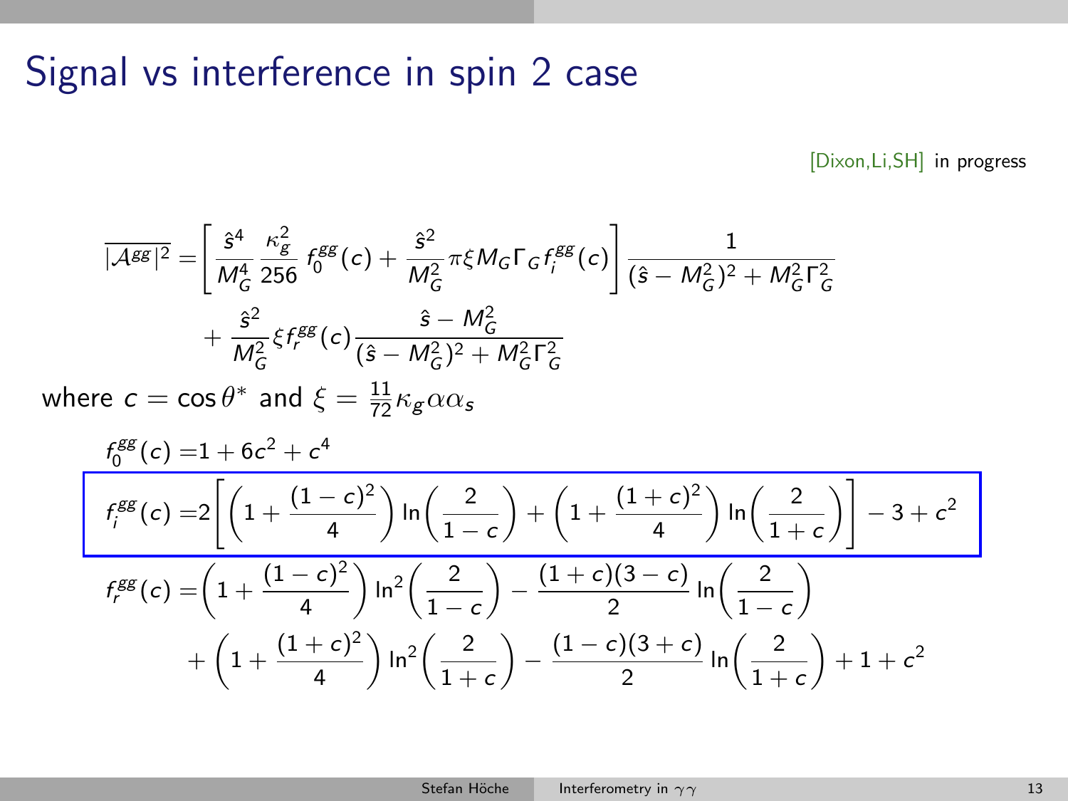# Signal vs interference in spin 2 case

[Dixon,Li,SH] in progress

$$
\overline{|\mathcal{A}^{gg}|^2} = \left[ \frac{\hat{s}^4}{M_G^4} \frac{\kappa_g^2}{256} f_0^{gg}(c) + \frac{\hat{s}^2}{M_G^2} \pi \xi M_G \Gamma_G f_i^{gg}(c) \right] \frac{1}{(\hat{s} - M_G^2)^2 + M_G^2 \Gamma_G^2}
+ \frac{\hat{s}^2}{M_G^2} \xi f_r^{gg}(c) \frac{\hat{s} - M_G^2}{(\hat{s} - M_G^2)^2 + M_G^2 \Gamma_G^2}
$$

where $c = \cos\theta^*$ and $\xi = \frac{11}{72} \kappa_g \alpha \alpha_s$

$$
f_0^{gg}(c) = 1 + 6c^2 + c^4
$$

$$
f_i^{gg}(c) = 2\left[ \left(1 + \frac{(1-c)^2}{4}\right) \ln\left(\frac{2}{1-c}\right) + \left(1 + \frac{(1+c)^2}{4}\right) \ln\left(\frac{2}{1+c}\right) \right] - 3 + c^2
$$

$$
f_r^{gg}(c) = \left(1 + \frac{(1-c)^2}{4}\right) \ln^2\left(\frac{2}{1-c}\right) - \frac{(1+c)(3-c)}{2} \ln\left(\frac{2}{1-c}\right)
+ \left(1 + \frac{(1+c)^2}{4}\right) \ln^2\left(\frac{2}{1+c}\right) - \frac{(1-c)(3+c)}{2} \ln\left(\frac{2}{1+c}\right) + 1 + c^2
$$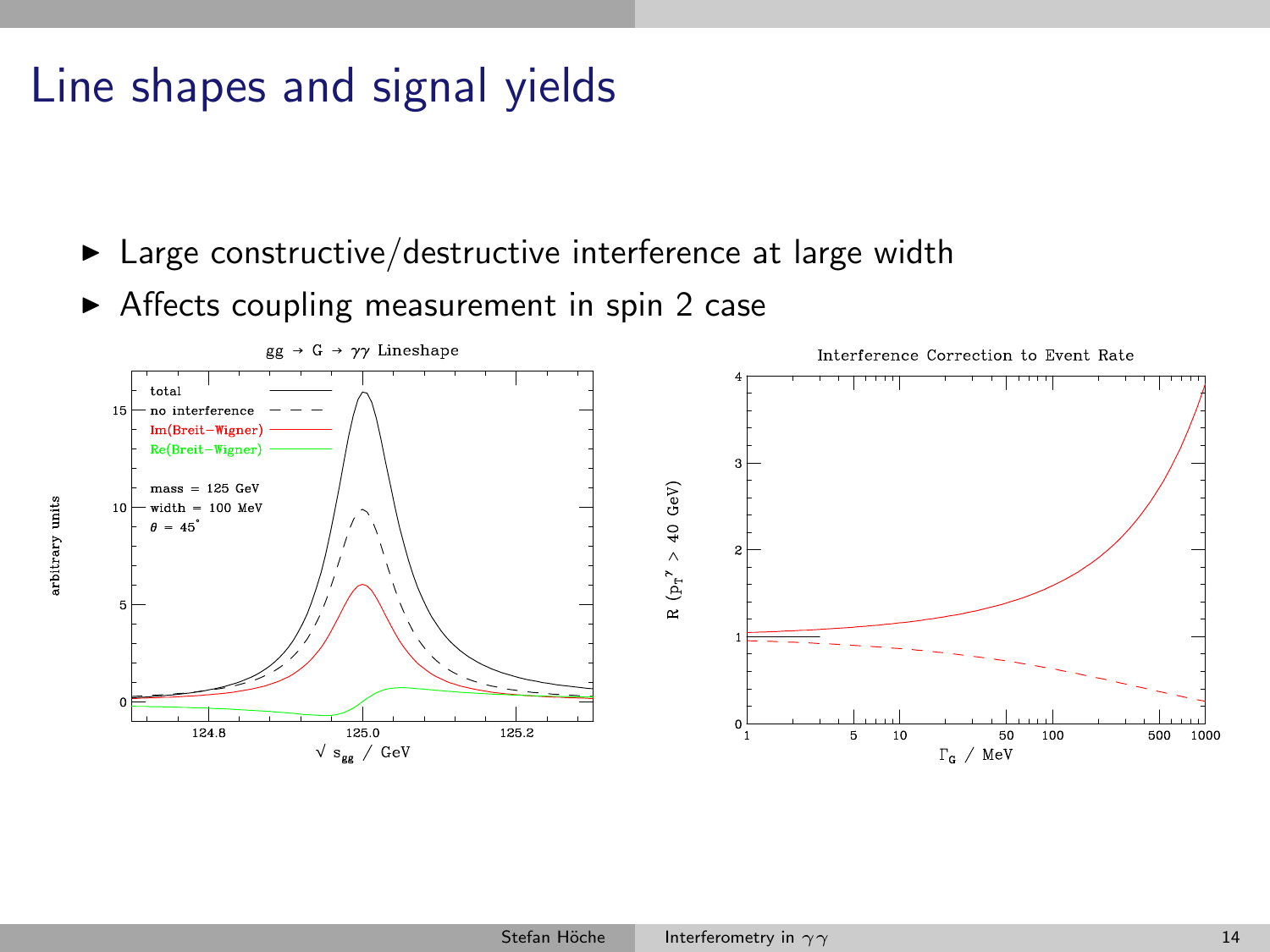# Line shapes and signal yields

- Large constructive/destructive interference at large width
- Affects coupling measurement in spin 2 case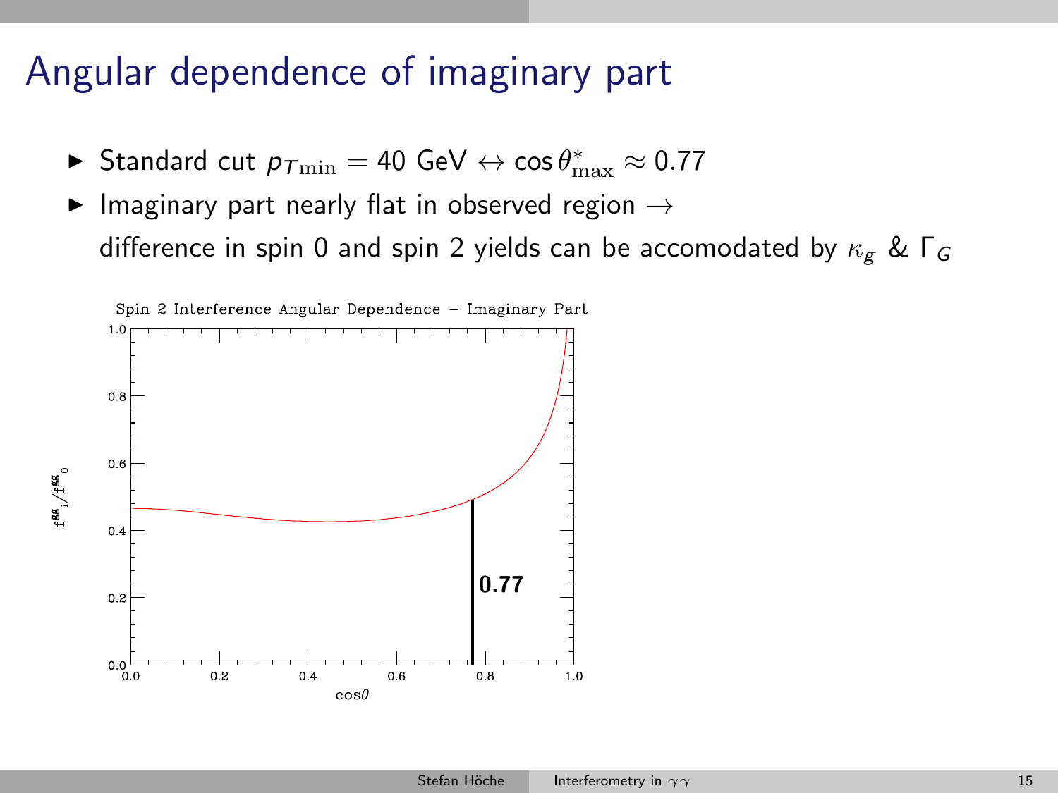# Angular dependence of imaginary part

- Standard cut $p_{T\min} = 40$ GeV $\leftrightarrow \cos\theta^*_{\max} \approx 0.77$
- Imaginary part nearly flat in observed region $\rightarrow$ difference in spin 0 and spin 2 yields can be accomodated by $\kappa_g$ & $\Gamma_G$

Spin 2 Interference Angular Dependence – Imaginary Part

$f^{gg}_i / f^{gg}_0$

$\cos\theta$

0.77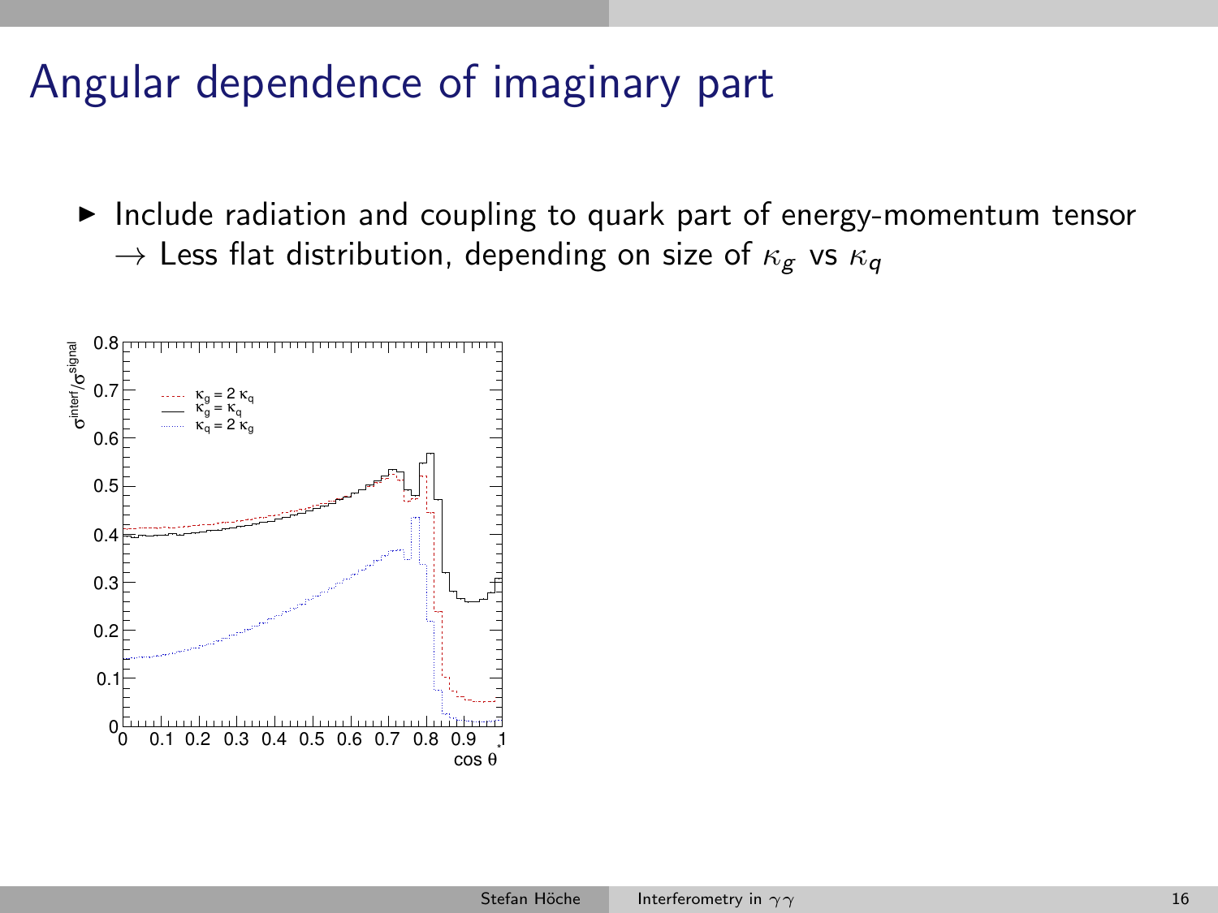# Angular dependence of imaginary part

- Include radiation and coupling to quark part of energy-momentum tensor
  $\rightarrow$ Less flat distribution, depending on size of $\kappa_g$ vs $\kappa_q$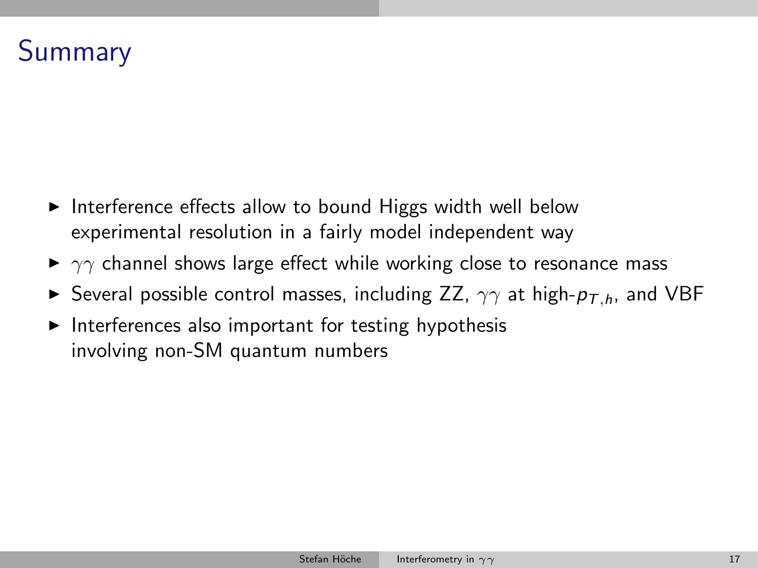# Summary

- Interference effects allow to bound Higgs width well below experimental resolution in a fairly model independent way
- $\gamma\gamma$ channel shows large effect while working close to resonance mass
- Several possible control masses, including ZZ, $\gamma\gamma$ at high-$p_{T,h}$, and VBF
- Interferences also important for testing hypothesis involving non-SM quantum numbers